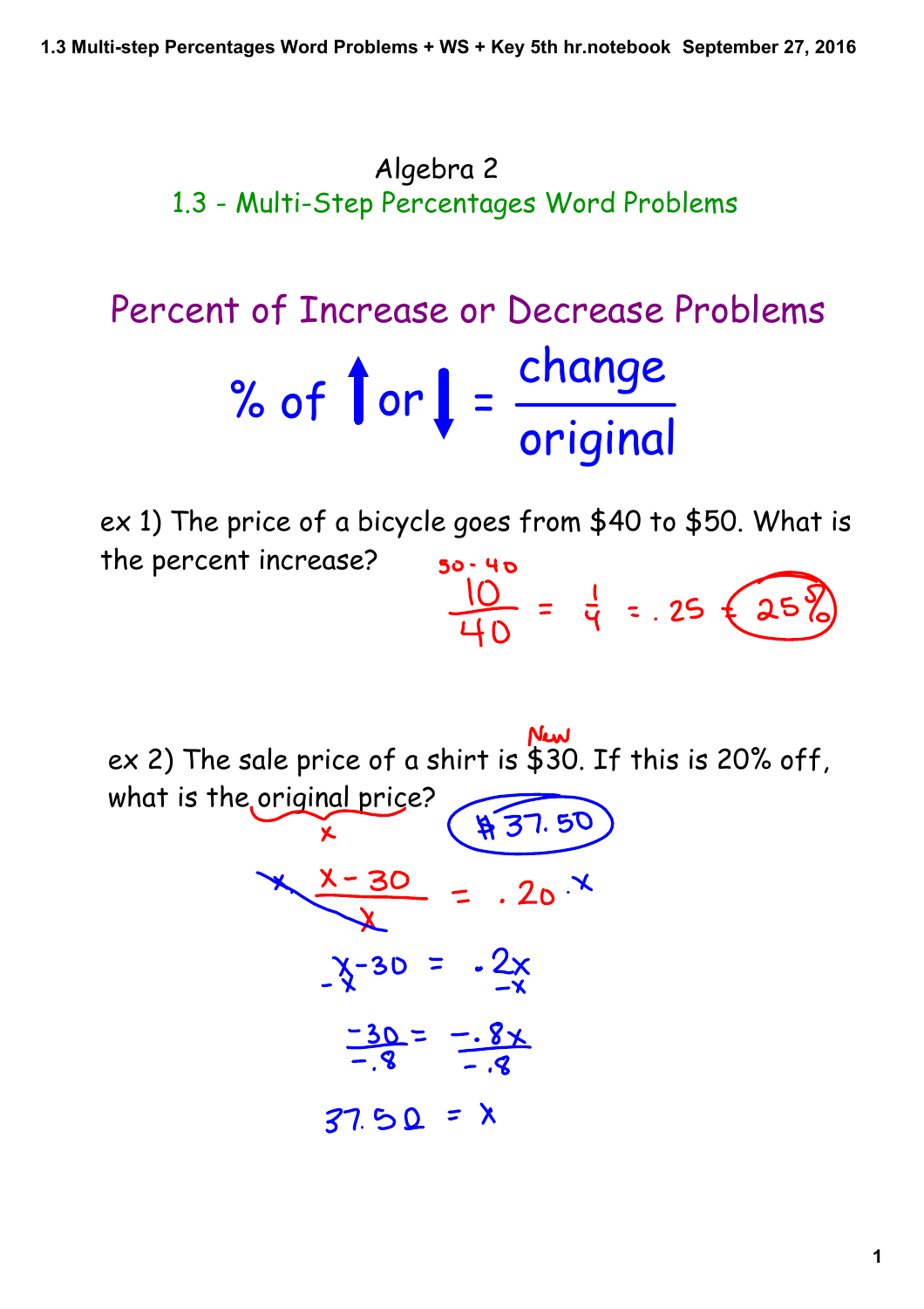# Algebra 2

## 1.3 - Multi-Step Percentages Word Problems

### Percent of Increase or Decrease Problems

$$\% \text{ of } \uparrow \text{ or } \downarrow = \frac{\text{change}}{\text{original}}$$

ex 1) The price of a bicycle goes from $40 to $50. What is the percent increase?

$50 - 40$

$$\frac{10}{40} = \frac{1}{4} = .25 = 25\%$$

ex 2) The sale price of a shirt is $30. If this is 20% off, what is the original price?

New: $30

original price: $x$

**$37.50**

$$x \cdot \frac{x - 30}{x} = .20 \cdot x$$

$$x - 30 = .2x$$

$$-x \qquad\quad -x$$

$$\frac{-30}{-.8} = \frac{-.8x}{-.8}$$

$$37.50 = x$$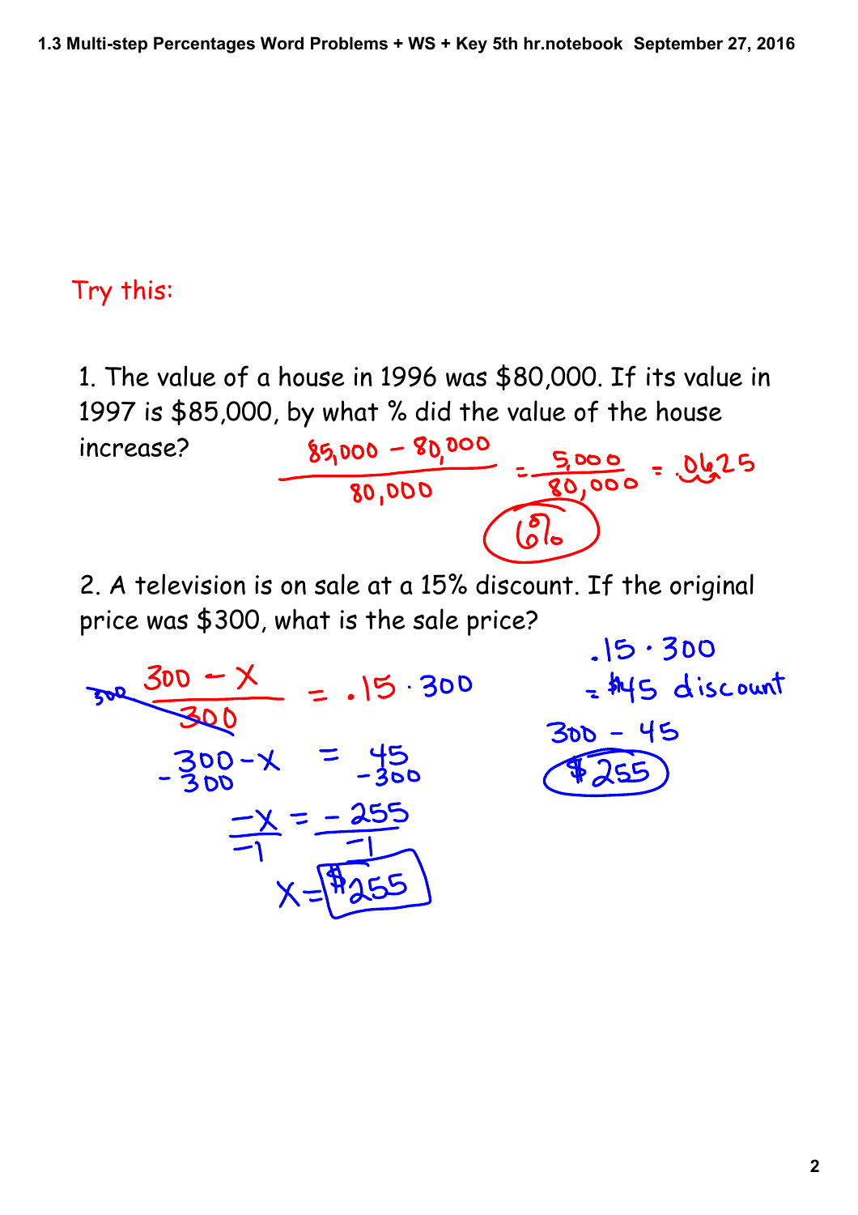Try this:

1. The value of a house in 1996 was $80,000. If its value in 1997 is $85,000, by what % did the value of the house increase?

$$\frac{85{,}000 - 80{,}000}{80{,}000} = \frac{5{,}000}{80{,}000} = .0625$$

6%

2. A television is on sale at a 15% discount. If the original price was $300, what is the sale price?

$$\frac{300 - x}{300} = .15 \cdot 300$$

$$300 - x = 45$$

$$-300 \qquad -300$$

$$\frac{-x}{-1} = \frac{-255}{-1}$$

$$x = \$255$$

$.15 \cdot 300$

$= \$45$ discount

$300 - 45$

$255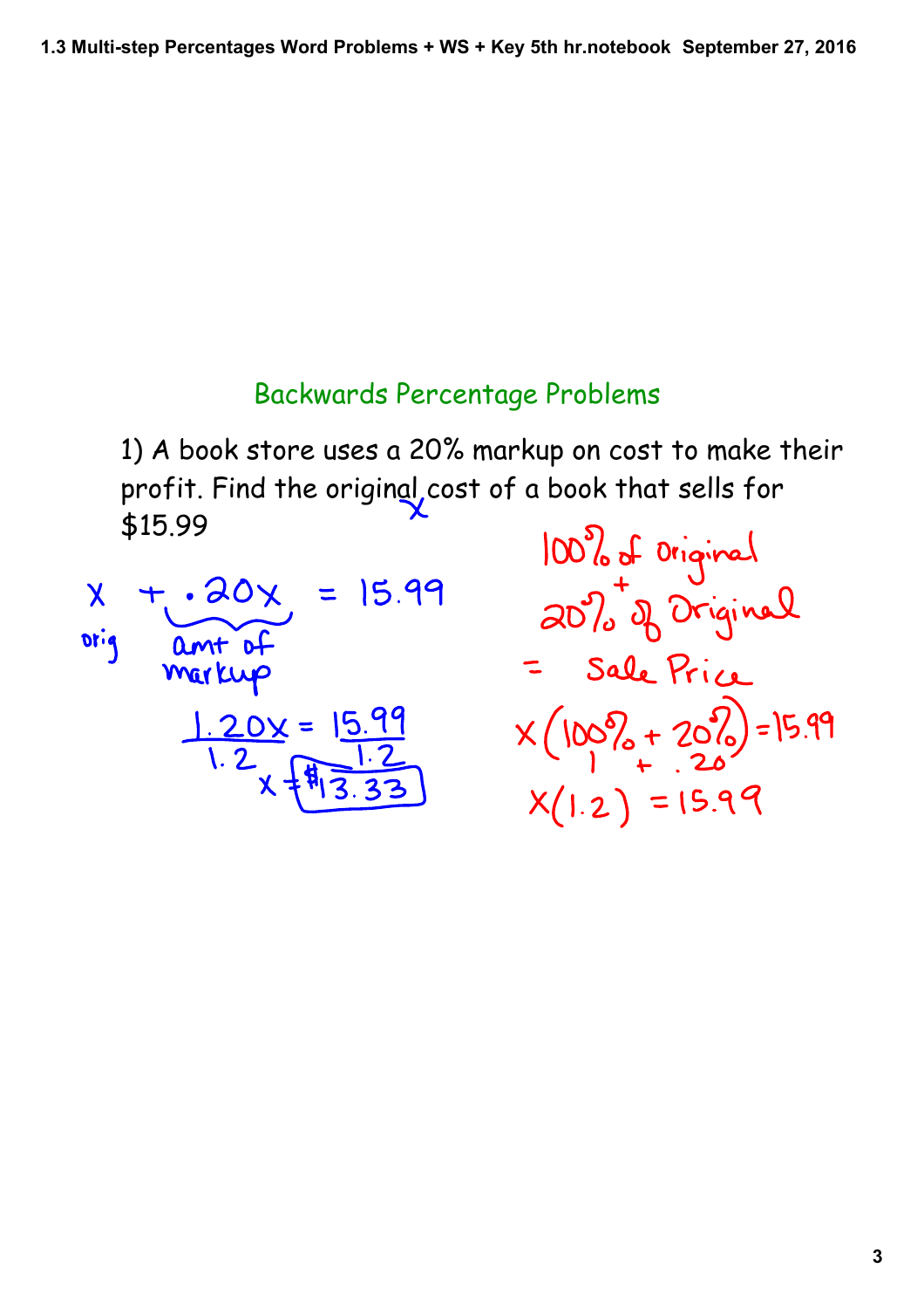## Backwards Percentage Problems

1) A book store uses a 20% markup on cost to make their profit. Find the original cost of a book that sells for $15.99

$x$ (original)

$$x + .20x = 15.99$$

orig &nbsp;&nbsp; amt of markup

$$\frac{1.20x}{1.2} = \frac{15.99}{1.2}$$

$$x = \$13.33$$

100% of Original
\+
20% of Original
= Sale Price

$$x(100\% + 20\%) = 15.99$$

$$1 + .20$$

$$x(1.2) = 15.99$$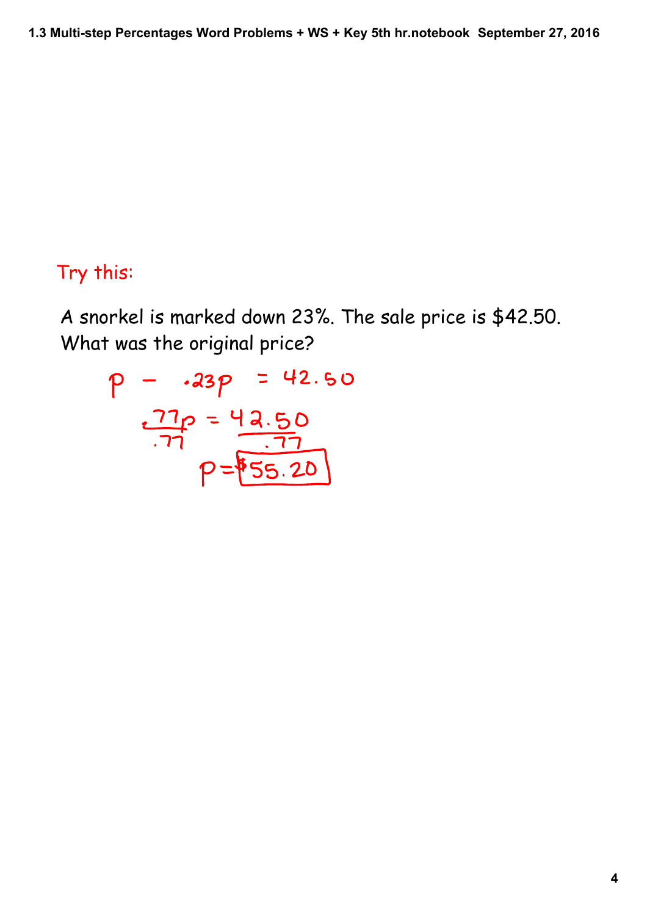Try this:

A snorkel is marked down 23%. The sale price is $42.50. What was the original price?

$$p - .23p = 42.50$$

$$\frac{.77p}{.77} = \frac{42.50}{.77}$$

$$p = \boxed{\$55.20}$$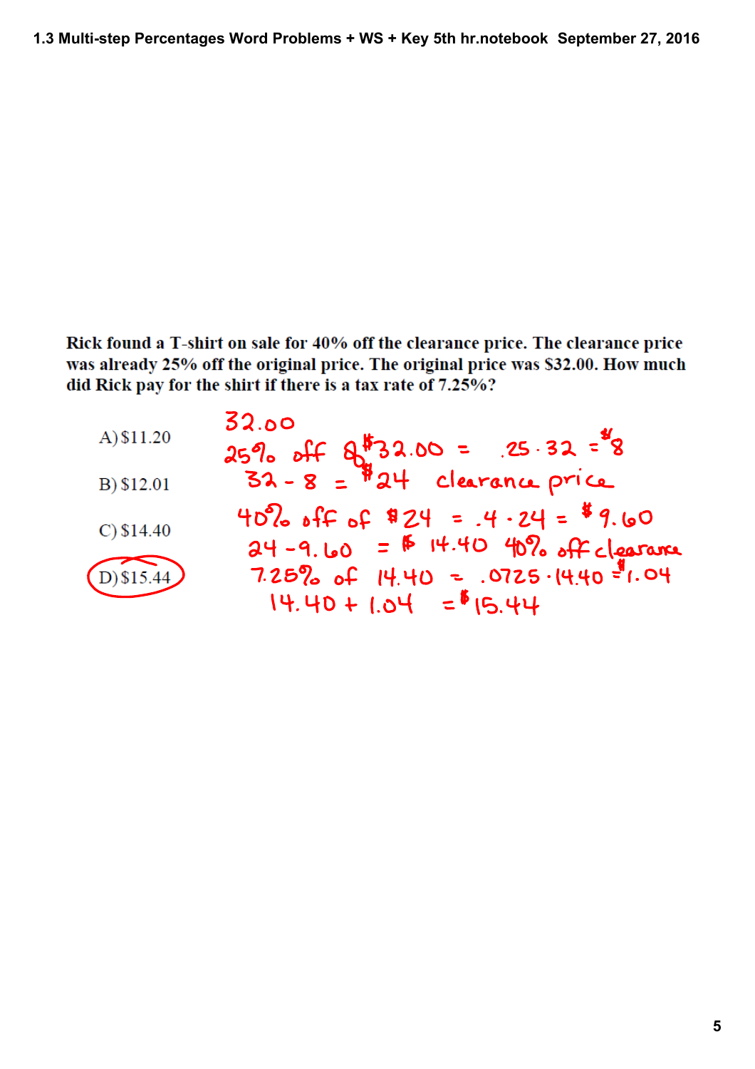Rick found a T-shirt on sale for 40% off the clearance price. The clearance price was already 25% off the original price. The original price was $32.00. How much did Rick pay for the shirt if there is a tax rate of 7.25%?

A) $11.20

B) $12.01

C) $14.40

D) $15.44 (circled)

32.00

25% off $32.00 = .25 · 32 = $8

32 - 8 = $24 clearance price

40% off of $24 = .4 · 24 = $9.60

24 - 9.60 = $14.40 40% off clearance

7.25% of 14.40 = .0725 · 14.40 = $1.04

14.40 + 1.04 = $15.44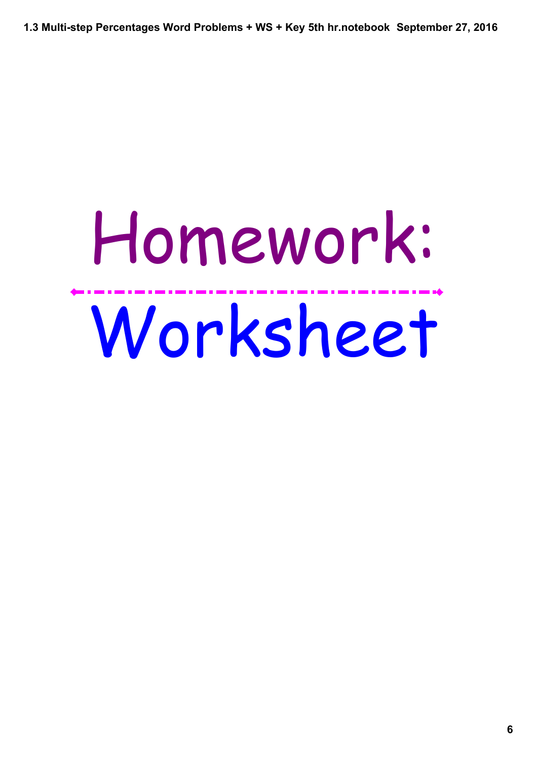# Homework:

# Worksheet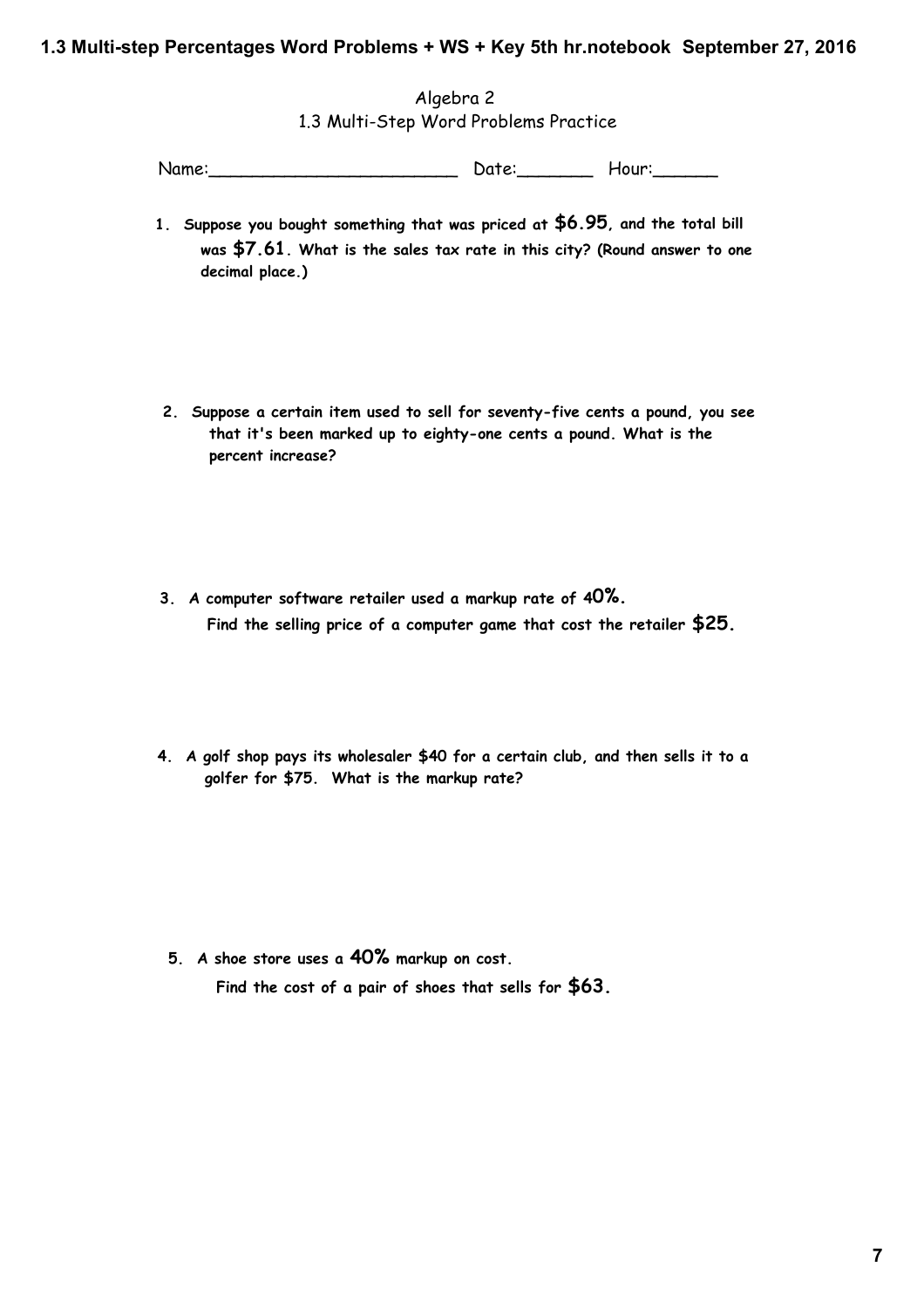Algebra 2

1.3 Multi-Step Word Problems Practice

Name:________________________ Date:_______ Hour:______

1. **Suppose you bought something that was priced at $6.95, and the total bill was $7.61. What is the sales tax rate in this city? (Round answer to one decimal place.)**

2. **Suppose a certain item used to sell for seventy-five cents a pound, you see that it's been marked up to eighty-one cents a pound. What is the percent increase?**

3. **A computer software retailer used a markup rate of 40%. Find the selling price of a computer game that cost the retailer $25.**

4. **A golf shop pays its wholesaler $40 for a certain club, and then sells it to a golfer for $75. What is the markup rate?**

5. **A shoe store uses a 40% markup on cost. Find the cost of a pair of shoes that sells for $63.**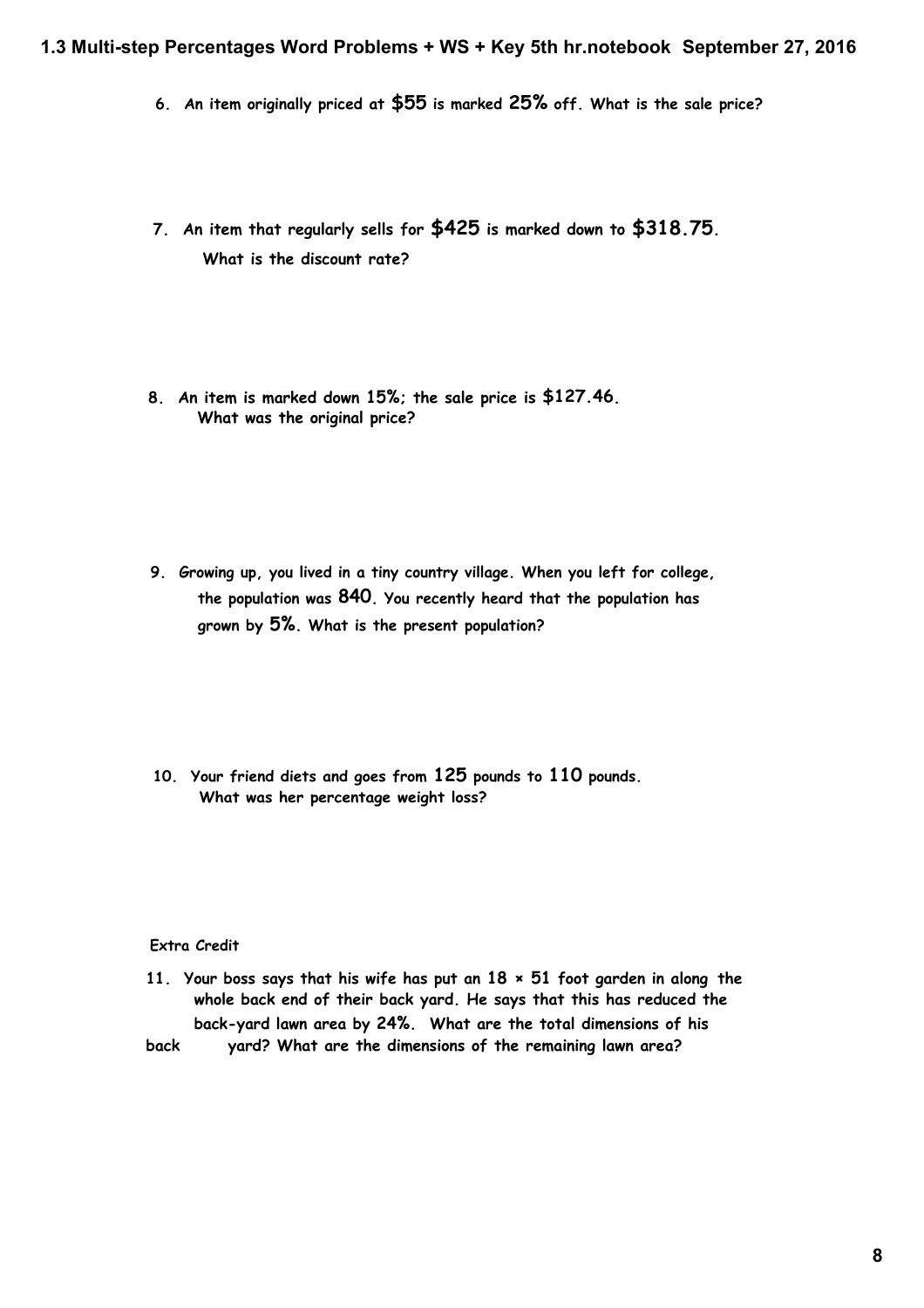6. An item originally priced at $55 is marked 25% off. What is the sale price?

7. An item that regularly sells for $425 is marked down to $318.75. What is the discount rate?

8. An item is marked down 15%; the sale price is $127.46. What was the original price?

9. Growing up, you lived in a tiny country village. When you left for college, the population was 840. You recently heard that the population has grown by 5%. What is the present population?

10. Your friend diets and goes from 125 pounds to 110 pounds. What was her percentage weight loss?

Extra Credit

11. Your boss says that his wife has put an 18 × 51 foot garden in along the whole back end of their back yard. He says that this has reduced the back-yard lawn area by 24%. What are the total dimensions of his back yard? What are the dimensions of the remaining lawn area?